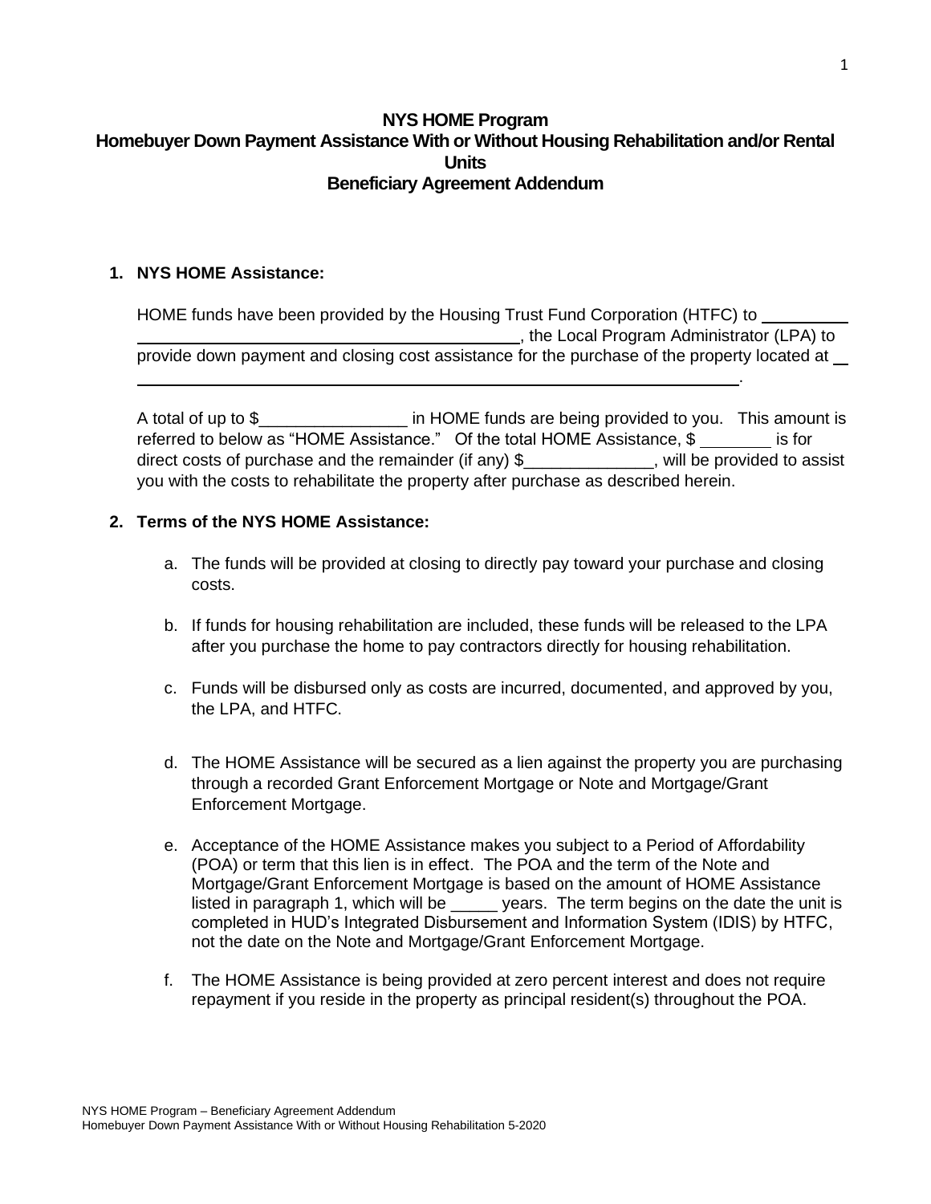# NYS HOME Program
# Homebuyer Down Payment Assistance With or Without Housing Rehabilitation and/or Rental Units
# Beneficiary Agreement Addendum

1. **NYS HOME Assistance:**

   HOME funds have been provided by the Housing Trust Fund Corporation (HTFC) to ______________________________________________________, the Local Program Administrator (LPA) to provide down payment and closing cost assistance for the purchase of the property located at ______________________________________________________________________.

   A total of up to $________________ in HOME funds are being provided to you. This amount is referred to below as "HOME Assistance." Of the total HOME Assistance, $ ________ is for direct costs of purchase and the remainder (if any) $______________, will be provided to assist you with the costs to rehabilitate the property after purchase as described herein.

2. **Terms of the NYS HOME Assistance:**

   a. The funds will be provided at closing to directly pay toward your purchase and closing costs.

   b. If funds for housing rehabilitation are included, these funds will be released to the LPA after you purchase the home to pay contractors directly for housing rehabilitation.

   c. Funds will be disbursed only as costs are incurred, documented, and approved by you, the LPA, and HTFC.

   d. The HOME Assistance will be secured as a lien against the property you are purchasing through a recorded Grant Enforcement Mortgage or Note and Mortgage/Grant Enforcement Mortgage.

   e. Acceptance of the HOME Assistance makes you subject to a Period of Affordability (POA) or term that this lien is in effect. The POA and the term of the Note and Mortgage/Grant Enforcement Mortgage is based on the amount of HOME Assistance listed in paragraph 1, which will be _____ years. The term begins on the date the unit is completed in HUD's Integrated Disbursement and Information System (IDIS) by HTFC, not the date on the Note and Mortgage/Grant Enforcement Mortgage.

   f. The HOME Assistance is being provided at zero percent interest and does not require repayment if you reside in the property as principal resident(s) throughout the POA.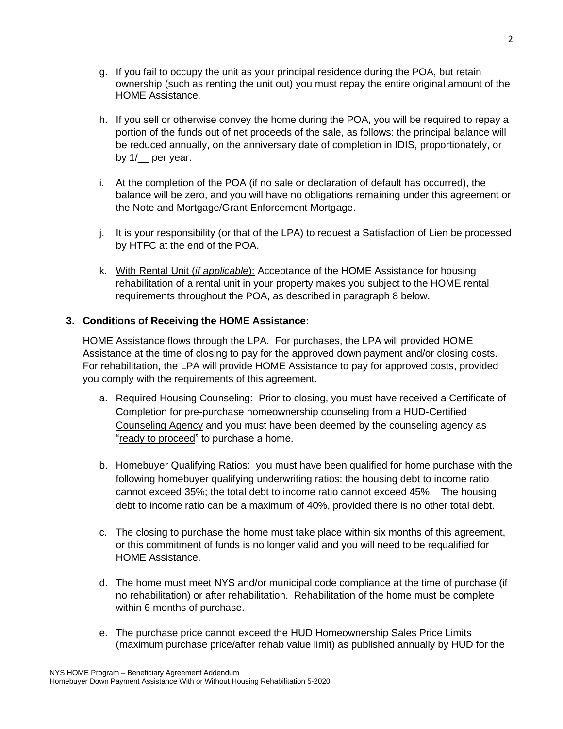g. If you fail to occupy the unit as your principal residence during the POA, but retain ownership (such as renting the unit out) you must repay the entire original amount of the HOME Assistance.

h. If you sell or otherwise convey the home during the POA, you will be required to repay a portion of the funds out of net proceeds of the sale, as follows: the principal balance will be reduced annually, on the anniversary date of completion in IDIS, proportionately, or by 1/__ per year.

i. At the completion of the POA (if no sale or declaration of default has occurred), the balance will be zero, and you will have no obligations remaining under this agreement or the Note and Mortgage/Grant Enforcement Mortgage.

j. It is your responsibility (or that of the LPA) to request a Satisfaction of Lien be processed by HTFC at the end of the POA.

k. <u>With Rental Unit (*if applicable*):</u> Acceptance of the HOME Assistance for housing rehabilitation of a rental unit in your property makes you subject to the HOME rental requirements throughout the POA, as described in paragraph 8 below.

**3. Conditions of Receiving the HOME Assistance:**

HOME Assistance flows through the LPA. For purchases, the LPA will provided HOME Assistance at the time of closing to pay for the approved down payment and/or closing costs. For rehabilitation, the LPA will provide HOME Assistance to pay for approved costs, provided you comply with the requirements of this agreement.

a. Required Housing Counseling: Prior to closing, you must have received a Certificate of Completion for pre-purchase homeownership counseling <u>from a HUD-Certified Counseling Agency</u> and you must have been deemed by the counseling agency as "<u>ready to proceed</u>" to purchase a home.

b. Homebuyer Qualifying Ratios: you must have been qualified for home purchase with the following homebuyer qualifying underwriting ratios: the housing debt to income ratio cannot exceed 35%; the total debt to income ratio cannot exceed 45%. The housing debt to income ratio can be a maximum of 40%, provided there is no other total debt.

c. The closing to purchase the home must take place within six months of this agreement, or this commitment of funds is no longer valid and you will need to be requalified for HOME Assistance.

d. The home must meet NYS and/or municipal code compliance at the time of purchase (if no rehabilitation) or after rehabilitation. Rehabilitation of the home must be complete within 6 months of purchase.

e. The purchase price cannot exceed the HUD Homeownership Sales Price Limits (maximum purchase price/after rehab value limit) as published annually by HUD for the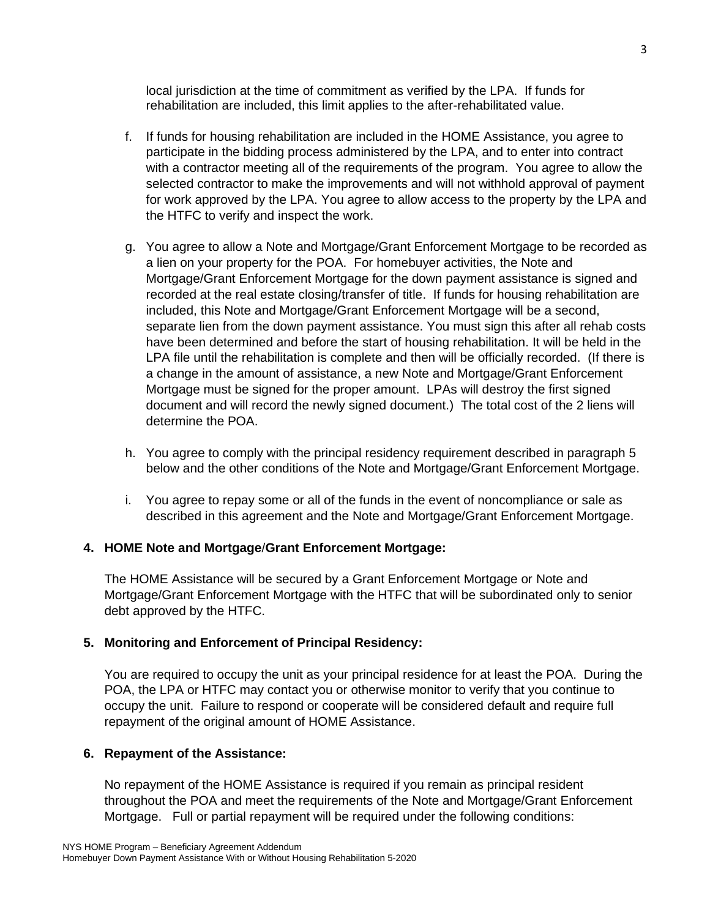local jurisdiction at the time of commitment as verified by the LPA. If funds for rehabilitation are included, this limit applies to the after-rehabilitated value.

f. If funds for housing rehabilitation are included in the HOME Assistance, you agree to participate in the bidding process administered by the LPA, and to enter into contract with a contractor meeting all of the requirements of the program. You agree to allow the selected contractor to make the improvements and will not withhold approval of payment for work approved by the LPA. You agree to allow access to the property by the LPA and the HTFC to verify and inspect the work.

g. You agree to allow a Note and Mortgage/Grant Enforcement Mortgage to be recorded as a lien on your property for the POA. For homebuyer activities, the Note and Mortgage/Grant Enforcement Mortgage for the down payment assistance is signed and recorded at the real estate closing/transfer of title. If funds for housing rehabilitation are included, this Note and Mortgage/Grant Enforcement Mortgage will be a second, separate lien from the down payment assistance. You must sign this after all rehab costs have been determined and before the start of housing rehabilitation. It will be held in the LPA file until the rehabilitation is complete and then will be officially recorded. (If there is a change in the amount of assistance, a new Note and Mortgage/Grant Enforcement Mortgage must be signed for the proper amount. LPAs will destroy the first signed document and will record the newly signed document.) The total cost of the 2 liens will determine the POA.

h. You agree to comply with the principal residency requirement described in paragraph 5 below and the other conditions of the Note and Mortgage/Grant Enforcement Mortgage.

i. You agree to repay some or all of the funds in the event of noncompliance or sale as described in this agreement and the Note and Mortgage/Grant Enforcement Mortgage.

**4. HOME Note and Mortgage/Grant Enforcement Mortgage:**

The HOME Assistance will be secured by a Grant Enforcement Mortgage or Note and Mortgage/Grant Enforcement Mortgage with the HTFC that will be subordinated only to senior debt approved by the HTFC.

**5. Monitoring and Enforcement of Principal Residency:**

You are required to occupy the unit as your principal residence for at least the POA. During the POA, the LPA or HTFC may contact you or otherwise monitor to verify that you continue to occupy the unit. Failure to respond or cooperate will be considered default and require full repayment of the original amount of HOME Assistance.

**6. Repayment of the Assistance:**

No repayment of the HOME Assistance is required if you remain as principal resident throughout the POA and meet the requirements of the Note and Mortgage/Grant Enforcement Mortgage. Full or partial repayment will be required under the following conditions: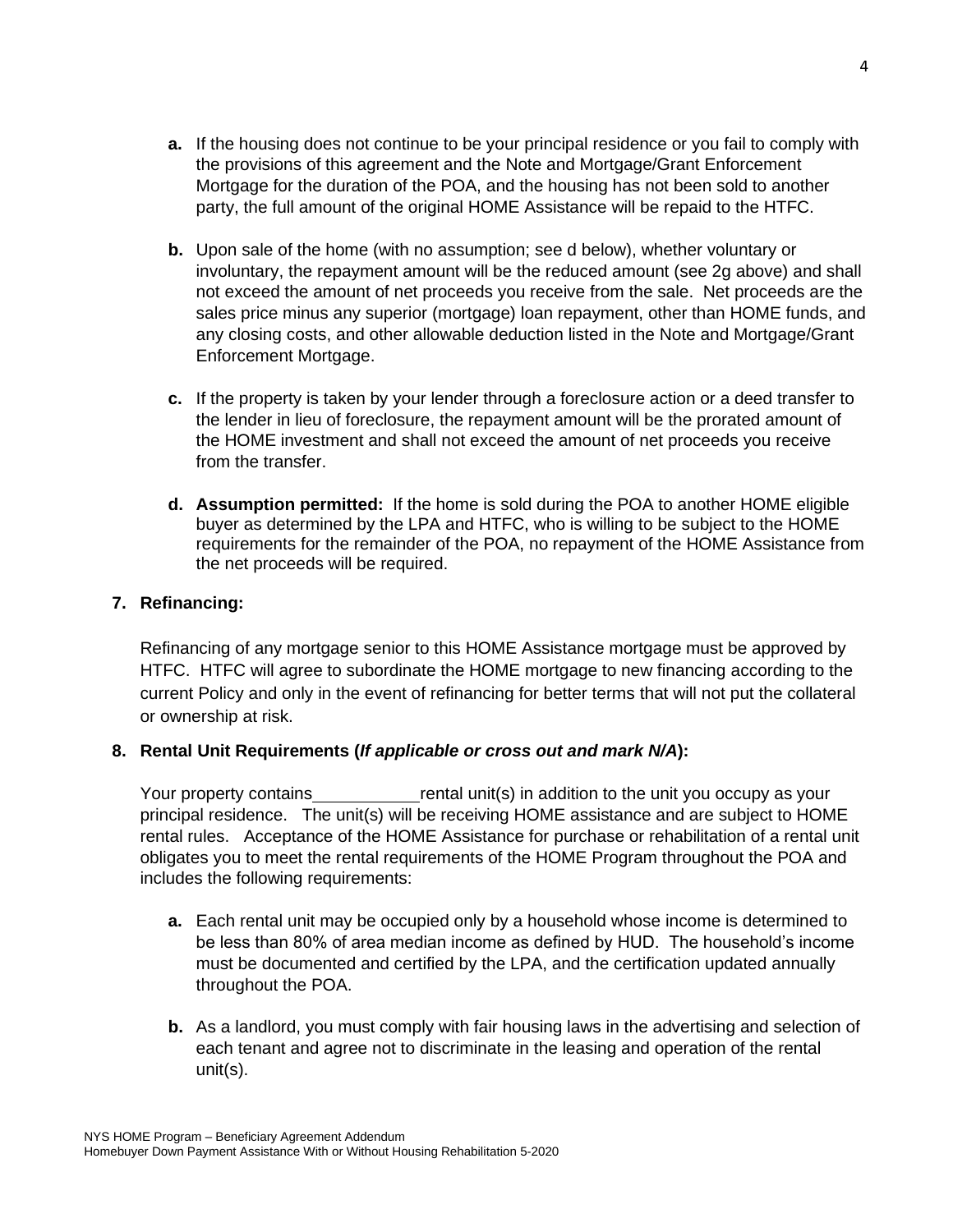- **a.** If the housing does not continue to be your principal residence or you fail to comply with the provisions of this agreement and the Note and Mortgage/Grant Enforcement Mortgage for the duration of the POA, and the housing has not been sold to another party, the full amount of the original HOME Assistance will be repaid to the HTFC.

- **b.** Upon sale of the home (with no assumption; see d below), whether voluntary or involuntary, the repayment amount will be the reduced amount (see 2g above) and shall not exceed the amount of net proceeds you receive from the sale. Net proceeds are the sales price minus any superior (mortgage) loan repayment, other than HOME funds, and any closing costs, and other allowable deduction listed in the Note and Mortgage/Grant Enforcement Mortgage.

- **c.** If the property is taken by your lender through a foreclosure action or a deed transfer to the lender in lieu of foreclosure, the repayment amount will be the prorated amount of the HOME investment and shall not exceed the amount of net proceeds you receive from the transfer.

- **d. Assumption permitted:** If the home is sold during the POA to another HOME eligible buyer as determined by the LPA and HTFC, who is willing to be subject to the HOME requirements for the remainder of the POA, no repayment of the HOME Assistance from the net proceeds will be required.

**7. Refinancing:**

Refinancing of any mortgage senior to this HOME Assistance mortgage must be approved by HTFC. HTFC will agree to subordinate the HOME mortgage to new financing according to the current Policy and only in the event of refinancing for better terms that will not put the collateral or ownership at risk.

**8. Rental Unit Requirements (*If applicable or cross out and mark N/A*):**

Your property contains\_\_\_\_\_\_\_\_\_\_\_rental unit(s) in addition to the unit you occupy as your principal residence. The unit(s) will be receiving HOME assistance and are subject to HOME rental rules. Acceptance of the HOME Assistance for purchase or rehabilitation of a rental unit obligates you to meet the rental requirements of the HOME Program throughout the POA and includes the following requirements:

- **a.** Each rental unit may be occupied only by a household whose income is determined to be less than 80% of area median income as defined by HUD. The household's income must be documented and certified by the LPA, and the certification updated annually throughout the POA.

- **b.** As a landlord, you must comply with fair housing laws in the advertising and selection of each tenant and agree not to discriminate in the leasing and operation of the rental unit(s).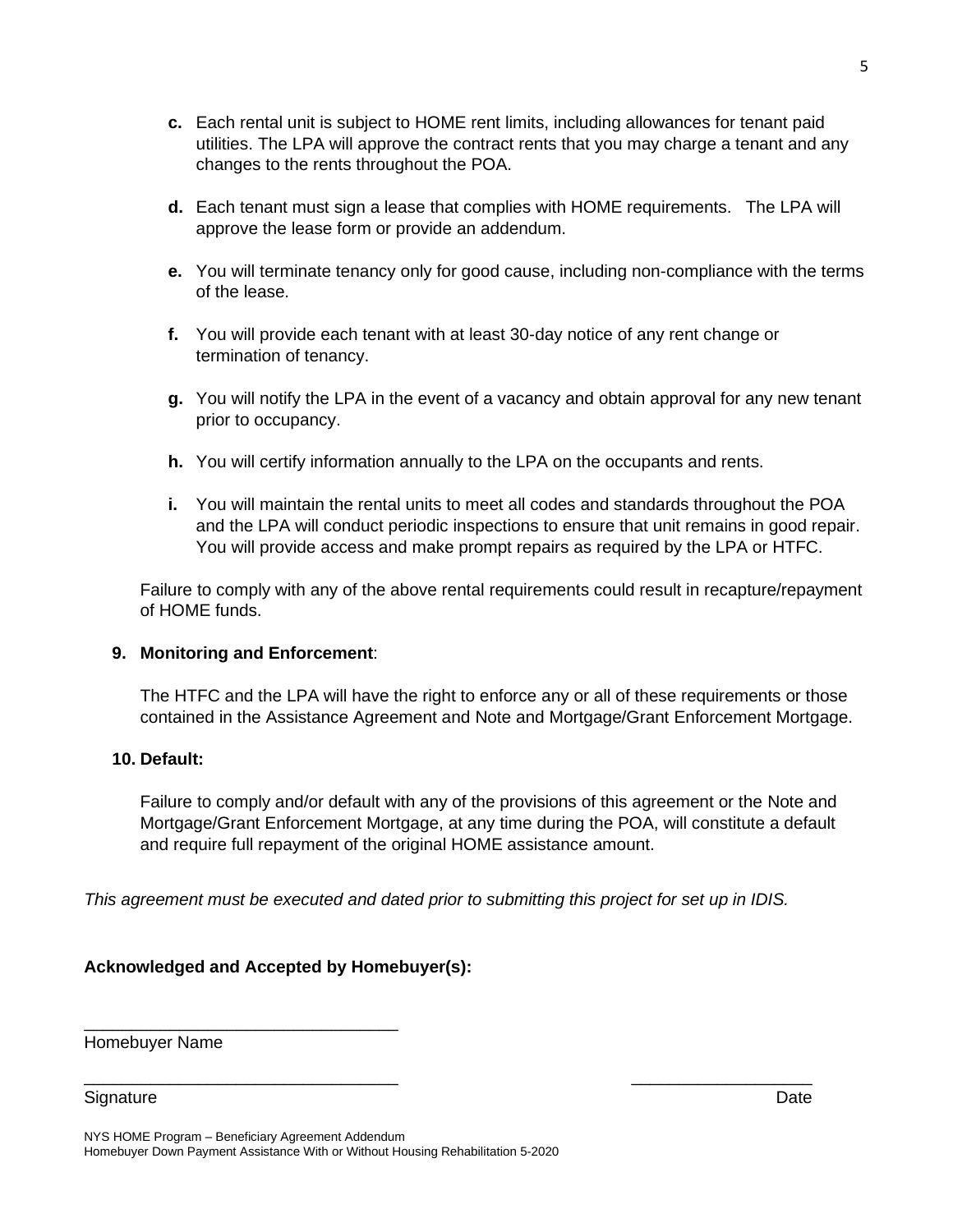- **c.** Each rental unit is subject to HOME rent limits, including allowances for tenant paid utilities. The LPA will approve the contract rents that you may charge a tenant and any changes to the rents throughout the POA.

- **d.** Each tenant must sign a lease that complies with HOME requirements. The LPA will approve the lease form or provide an addendum.

- **e.** You will terminate tenancy only for good cause, including non-compliance with the terms of the lease.

- **f.** You will provide each tenant with at least 30-day notice of any rent change or termination of tenancy.

- **g.** You will notify the LPA in the event of a vacancy and obtain approval for any new tenant prior to occupancy.

- **h.** You will certify information annually to the LPA on the occupants and rents.

- **i.** You will maintain the rental units to meet all codes and standards throughout the POA and the LPA will conduct periodic inspections to ensure that unit remains in good repair. You will provide access and make prompt repairs as required by the LPA or HTFC.

Failure to comply with any of the above rental requirements could result in recapture/repayment of HOME funds.

**9. Monitoring and Enforcement**:

The HTFC and the LPA will have the right to enforce any or all of these requirements or those contained in the Assistance Agreement and Note and Mortgage/Grant Enforcement Mortgage.

**10. Default:**

Failure to comply and/or default with any of the provisions of this agreement or the Note and Mortgage/Grant Enforcement Mortgage, at any time during the POA, will constitute a default and require full repayment of the original HOME assistance amount.

*This agreement must be executed and dated prior to submitting this project for set up in IDIS.*

**Acknowledged and Accepted by Homebuyer(s):**

_________________________________
Homebuyer Name

_________________________________ ___________________
Signature Date

NYS HOME Program – Beneficiary Agreement Addendum
Homebuyer Down Payment Assistance With or Without Housing Rehabilitation 5-2020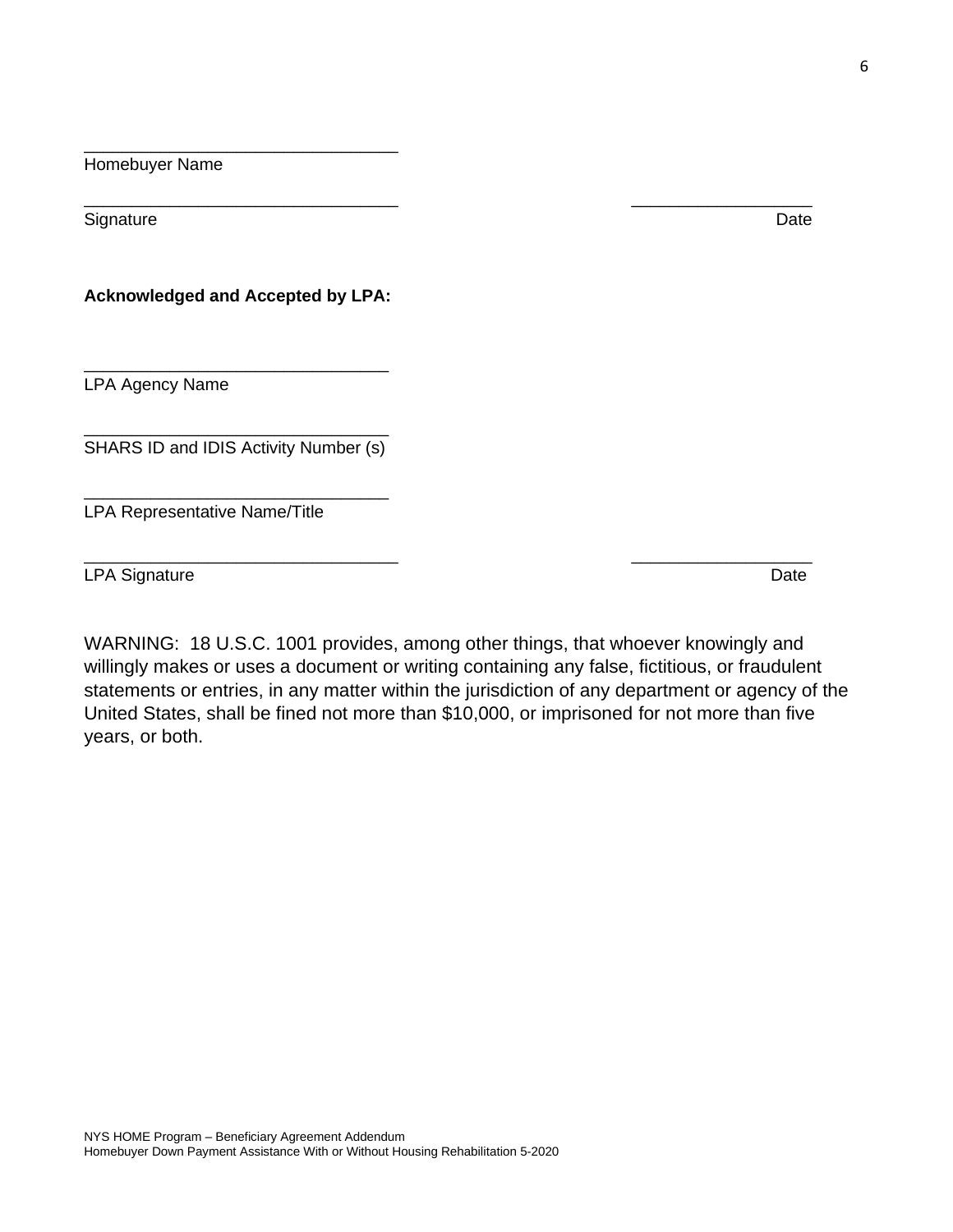________________________________
Homebuyer Name

________________________________ ___________________
Signature Date

**Acknowledged and Accepted by LPA:**

_______________________________
LPA Agency Name

_______________________________
SHARS ID and IDIS Activity Number (s)

_______________________________
LPA Representative Name/Title

________________________________ ___________________
LPA Signature Date

WARNING: 18 U.S.C. 1001 provides, among other things, that whoever knowingly and willingly makes or uses a document or writing containing any false, fictitious, or fraudulent statements or entries, in any matter within the jurisdiction of any department or agency of the United States, shall be fined not more than $10,000, or imprisoned for not more than five years, or both.

NYS HOME Program – Beneficiary Agreement Addendum
Homebuyer Down Payment Assistance With or Without Housing Rehabilitation 5-2020